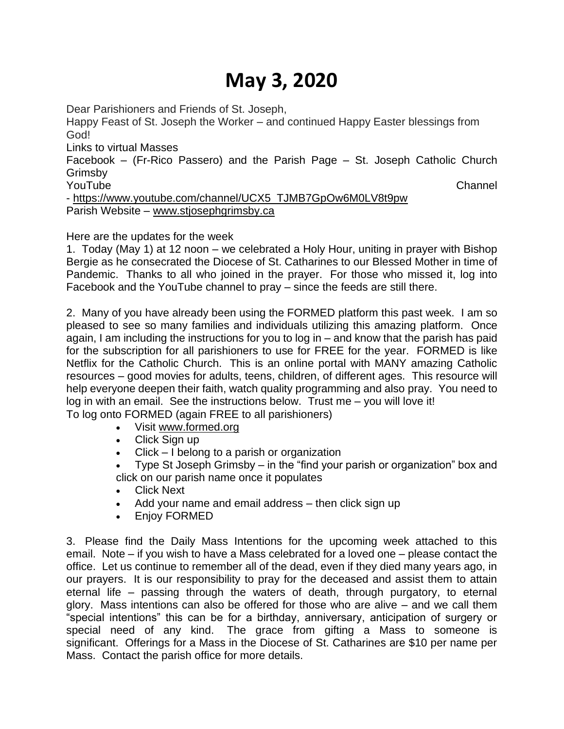# May 3, 2020

Dear Parishioners and Friends of St. Joseph,

Happy Feast of St. Joseph the Worker – and continued Happy Easter blessings from God!

Links to virtual Masses

Facebook – (Fr-Rico Passero) and the Parish Page – St. Joseph Catholic Church Grimsby

YouTube Channel - https://www.youtube.com/channel/UCX5_TJMB7GpOw6M0LV8t9pw

Parish Website – www.stjosephgrimsby.ca

Here are the updates for the week

1. Today (May 1) at 12 noon – we celebrated a Holy Hour, uniting in prayer with Bishop Bergie as he consecrated the Diocese of St. Catharines to our Blessed Mother in time of Pandemic. Thanks to all who joined in the prayer. For those who missed it, log into Facebook and the YouTube channel to pray – since the feeds are still there.

2. Many of you have already been using the FORMED platform this past week. I am so pleased to see so many families and individuals utilizing this amazing platform. Once again, I am including the instructions for you to log in – and know that the parish has paid for the subscription for all parishioners to use for FREE for the year. FORMED is like Netflix for the Catholic Church. This is an online portal with MANY amazing Catholic resources – good movies for adults, teens, children, of different ages. This resource will help everyone deepen their faith, watch quality programming and also pray. You need to log in with an email. See the instructions below. Trust me – you will love it!

To log onto FORMED (again FREE to all parishioners)

- Visit www.formed.org
- Click Sign up
- Click – I belong to a parish or organization
- Type St Joseph Grimsby – in the "find your parish or organization" box and click on our parish name once it populates
- Click Next
- Add your name and email address – then click sign up
- Enjoy FORMED

3. Please find the Daily Mass Intentions for the upcoming week attached to this email. Note – if you wish to have a Mass celebrated for a loved one – please contact the office. Let us continue to remember all of the dead, even if they died many years ago, in our prayers. It is our responsibility to pray for the deceased and assist them to attain eternal life – passing through the waters of death, through purgatory, to eternal glory. Mass intentions can also be offered for those who are alive – and we call them "special intentions" this can be for a birthday, anniversary, anticipation of surgery or special need of any kind. The grace from gifting a Mass to someone is significant. Offerings for a Mass in the Diocese of St. Catharines are $10 per name per Mass. Contact the parish office for more details.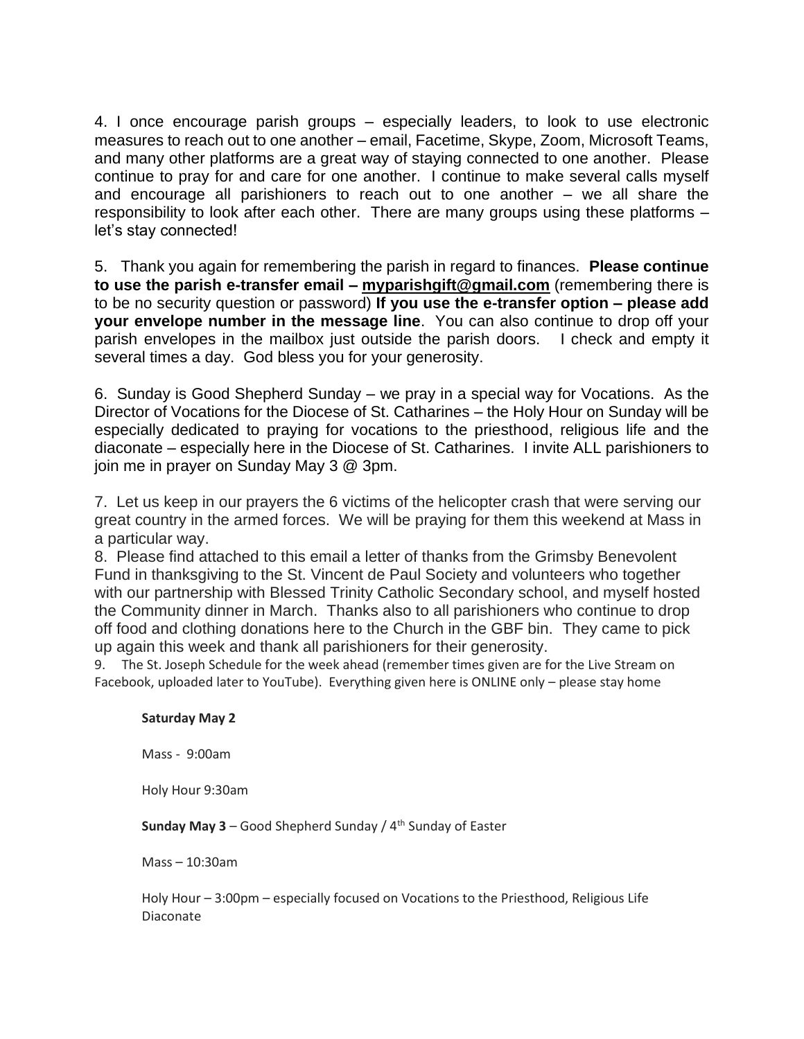4. I once encourage parish groups – especially leaders, to look to use electronic measures to reach out to one another – email, Facetime, Skype, Zoom, Microsoft Teams, and many other platforms are a great way of staying connected to one another. Please continue to pray for and care for one another. I continue to make several calls myself and encourage all parishioners to reach out to one another – we all share the responsibility to look after each other. There are many groups using these platforms – let's stay connected!

5. Thank you again for remembering the parish in regard to finances. **Please continue to use the parish e-transfer email – myparishgift@gmail.com** (remembering there is to be no security question or password) **If you use the e-transfer option – please add your envelope number in the message line**. You can also continue to drop off your parish envelopes in the mailbox just outside the parish doors. I check and empty it several times a day. God bless you for your generosity.

6. Sunday is Good Shepherd Sunday – we pray in a special way for Vocations. As the Director of Vocations for the Diocese of St. Catharines – the Holy Hour on Sunday will be especially dedicated to praying for vocations to the priesthood, religious life and the diaconate – especially here in the Diocese of St. Catharines. I invite ALL parishioners to join me in prayer on Sunday May 3 @ 3pm.

7. Let us keep in our prayers the 6 victims of the helicopter crash that were serving our great country in the armed forces. We will be praying for them this weekend at Mass in a particular way.

8. Please find attached to this email a letter of thanks from the Grimsby Benevolent Fund in thanksgiving to the St. Vincent de Paul Society and volunteers who together with our partnership with Blessed Trinity Catholic Secondary school, and myself hosted the Community dinner in March. Thanks also to all parishioners who continue to drop off food and clothing donations here to the Church in the GBF bin. They came to pick up again this week and thank all parishioners for their generosity.

9. The St. Joseph Schedule for the week ahead (remember times given are for the Live Stream on Facebook, uploaded later to YouTube). Everything given here is ONLINE only – please stay home

**Saturday May 2**

Mass - 9:00am

Holy Hour 9:30am

**Sunday May 3** – Good Shepherd Sunday / 4th Sunday of Easter

Mass – 10:30am

Holy Hour – 3:00pm – especially focused on Vocations to the Priesthood, Religious Life Diaconate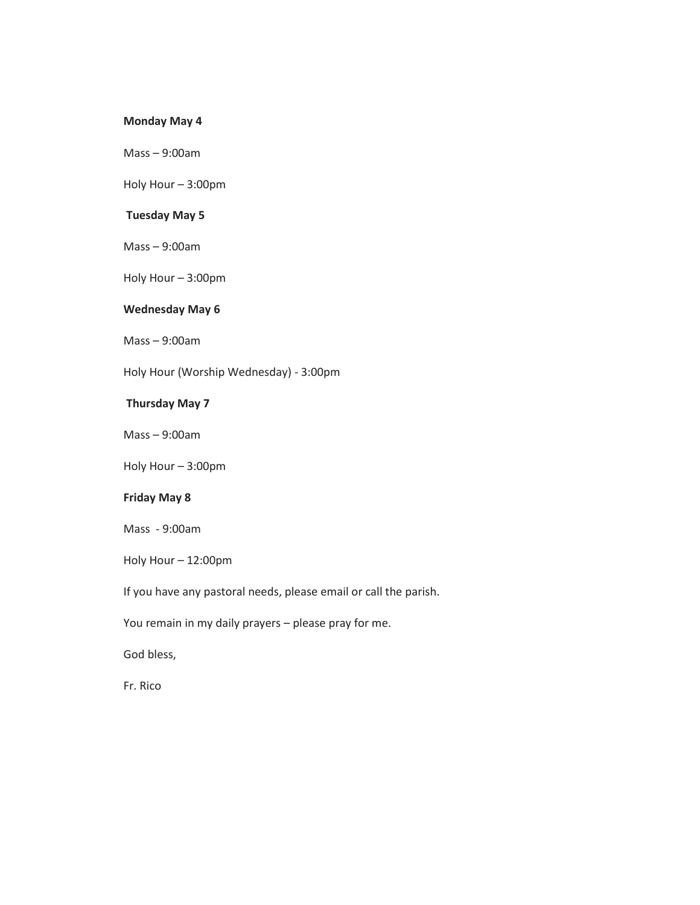**Monday May 4**

Mass – 9:00am

Holy Hour – 3:00pm

**Tuesday May 5**

Mass – 9:00am

Holy Hour – 3:00pm

**Wednesday May 6**

Mass – 9:00am

Holy Hour (Worship Wednesday) - 3:00pm

**Thursday May 7**

Mass – 9:00am

Holy Hour – 3:00pm

**Friday May 8**

Mass - 9:00am

Holy Hour – 12:00pm

If you have any pastoral needs, please email or call the parish.

You remain in my daily prayers – please pray for me.

God bless,

Fr. Rico